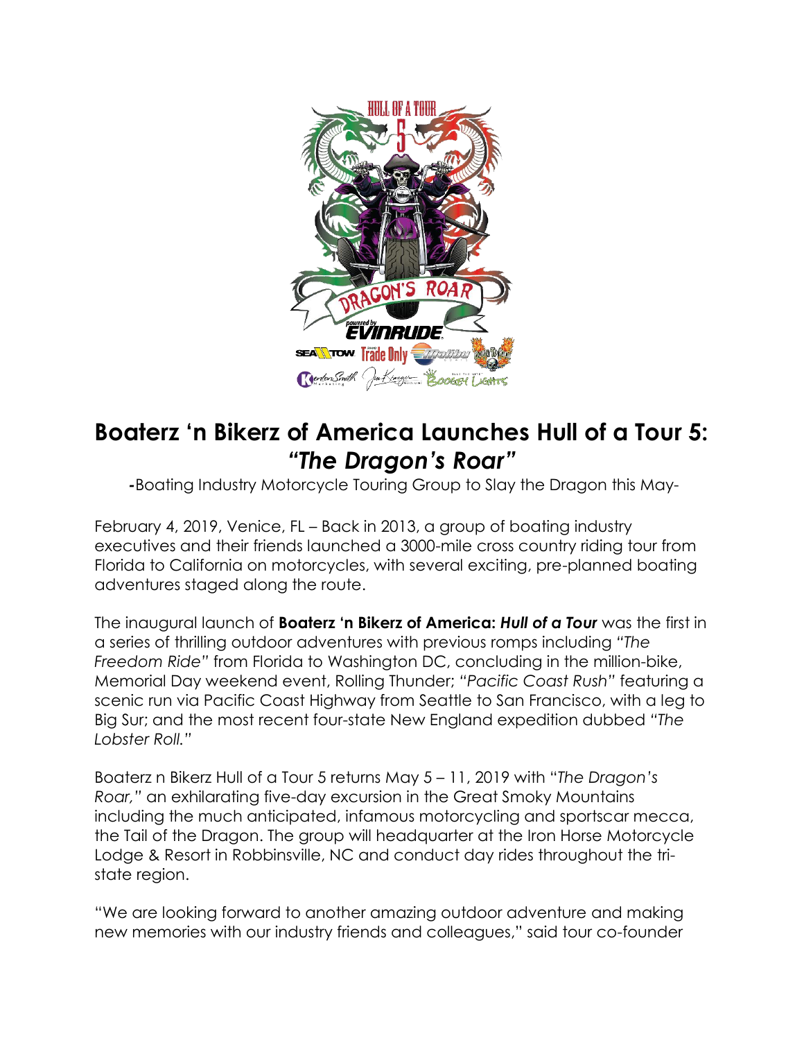# Boaterz 'n Bikerz of America Launches Hull of a Tour 5: *"The Dragon's Roar"*

-Boating Industry Motorcycle Touring Group to Slay the Dragon this May-

February 4, 2019, Venice, FL – Back in 2013, a group of boating industry executives and their friends launched a 3000-mile cross country riding tour from Florida to California on motorcycles, with several exciting, pre-planned boating adventures staged along the route.

The inaugural launch of **Boaterz 'n Bikerz of America: *Hull of a Tour*** was the first in a series of thrilling outdoor adventures with previous romps including *"The Freedom Ride"* from Florida to Washington DC, concluding in the million-bike, Memorial Day weekend event, Rolling Thunder; *"Pacific Coast Rush"* featuring a scenic run via Pacific Coast Highway from Seattle to San Francisco, with a leg to Big Sur; and the most recent four-state New England expedition dubbed *"The Lobster Roll."*

Boaterz n Bikerz Hull of a Tour 5 returns May 5 – 11, 2019 with "*The Dragon's Roar,"* an exhilarating five-day excursion in the Great Smoky Mountains including the much anticipated, infamous motorcycling and sportscar mecca, the Tail of the Dragon. The group will headquarter at the Iron Horse Motorcycle Lodge & Resort in Robbinsville, NC and conduct day rides throughout the tri-state region.

"We are looking forward to another amazing outdoor adventure and making new memories with our industry friends and colleagues," said tour co-founder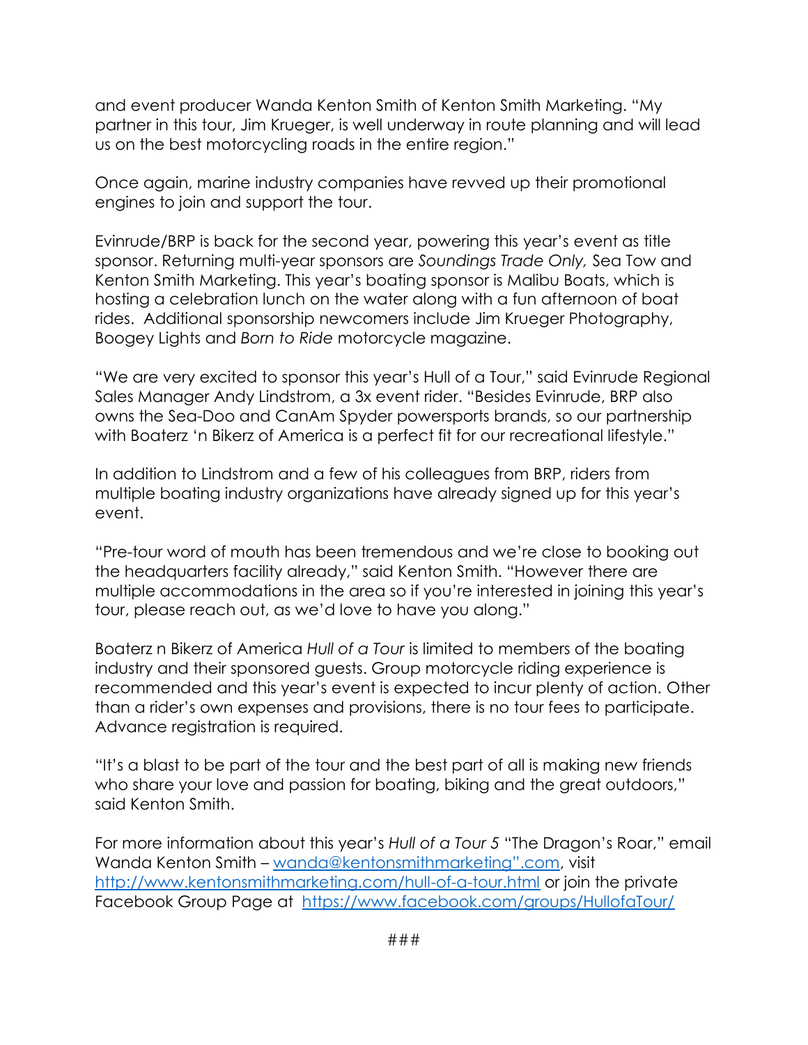and event producer Wanda Kenton Smith of Kenton Smith Marketing. "My partner in this tour, Jim Krueger, is well underway in route planning and will lead us on the best motorcycling roads in the entire region."

Once again, marine industry companies have revved up their promotional engines to join and support the tour.

Evinrude/BRP is back for the second year, powering this year's event as title sponsor. Returning multi-year sponsors are *Soundings Trade Only,* Sea Tow and Kenton Smith Marketing. This year's boating sponsor is Malibu Boats, which is hosting a celebration lunch on the water along with a fun afternoon of boat rides. Additional sponsorship newcomers include Jim Krueger Photography, Boogey Lights and *Born to Ride* motorcycle magazine.

"We are very excited to sponsor this year's Hull of a Tour," said Evinrude Regional Sales Manager Andy Lindstrom, a 3x event rider. "Besides Evinrude, BRP also owns the Sea-Doo and CanAm Spyder powersports brands, so our partnership with Boaterz 'n Bikerz of America is a perfect fit for our recreational lifestyle."

In addition to Lindstrom and a few of his colleagues from BRP, riders from multiple boating industry organizations have already signed up for this year's event.

"Pre-tour word of mouth has been tremendous and we're close to booking out the headquarters facility already," said Kenton Smith. "However there are multiple accommodations in the area so if you're interested in joining this year's tour, please reach out, as we'd love to have you along."

Boaterz n Bikerz of America *Hull of a Tour* is limited to members of the boating industry and their sponsored guests. Group motorcycle riding experience is recommended and this year's event is expected to incur plenty of action. Other than a rider's own expenses and provisions, there is no tour fees to participate. Advance registration is required.

"It's a blast to be part of the tour and the best part of all is making new friends who share your love and passion for boating, biking and the great outdoors," said Kenton Smith.

For more information about this year's *Hull of a Tour 5* "The Dragon's Roar," email Wanda Kenton Smith – [wanda@kentonsmithmarketing".com](mailto:wanda@kentonsmithmarketing".com), visit [http://www.kentonsmithmarketing.com/hull-of-a-tour.html](http://www.kentonsmithmarketing.com/hull-of-a-tour.html) or join the private Facebook Group Page at [https://www.facebook.com/groups/HullofaTour/](https://www.facebook.com/groups/HullofaTour/)

###